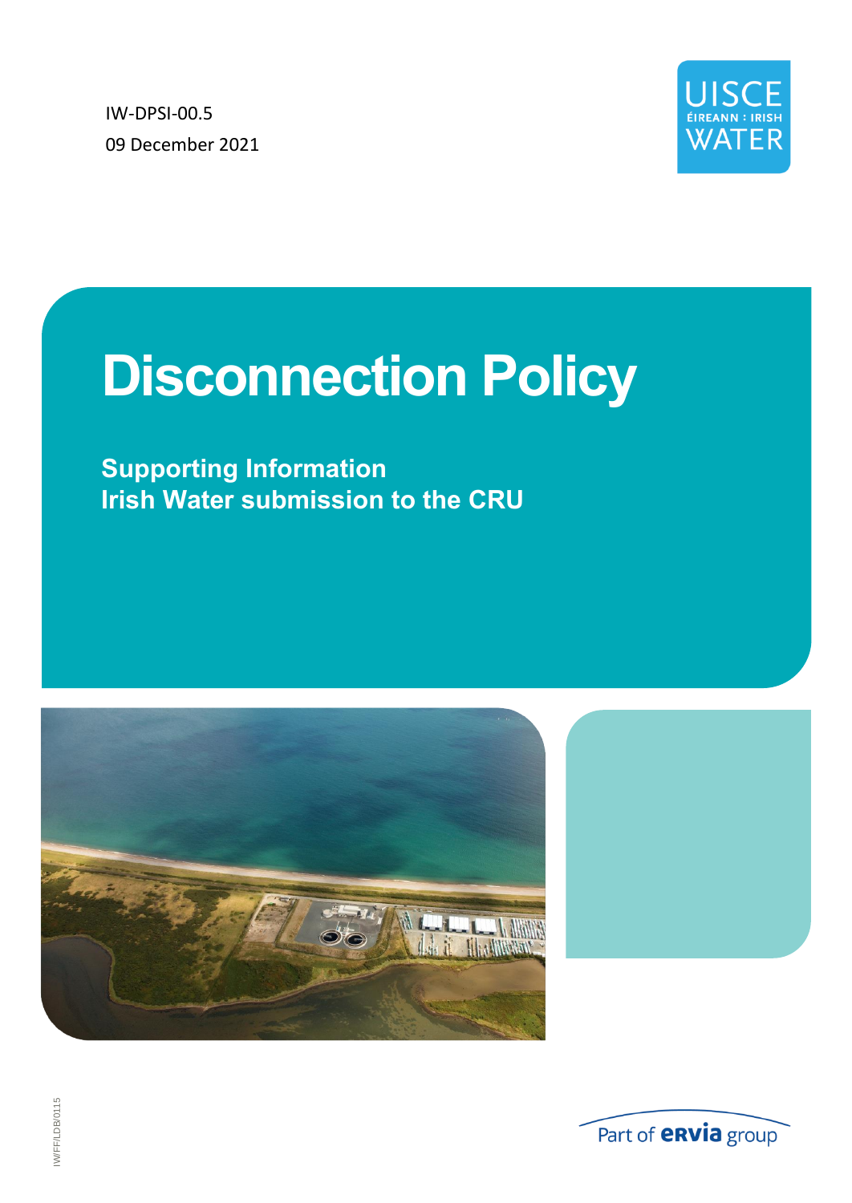IW-DPSI-00.5

09 December 2021

# Disconnection Policy

## Supporting Information
## Irish Water submission to the CRU

IWFF/LDB/0115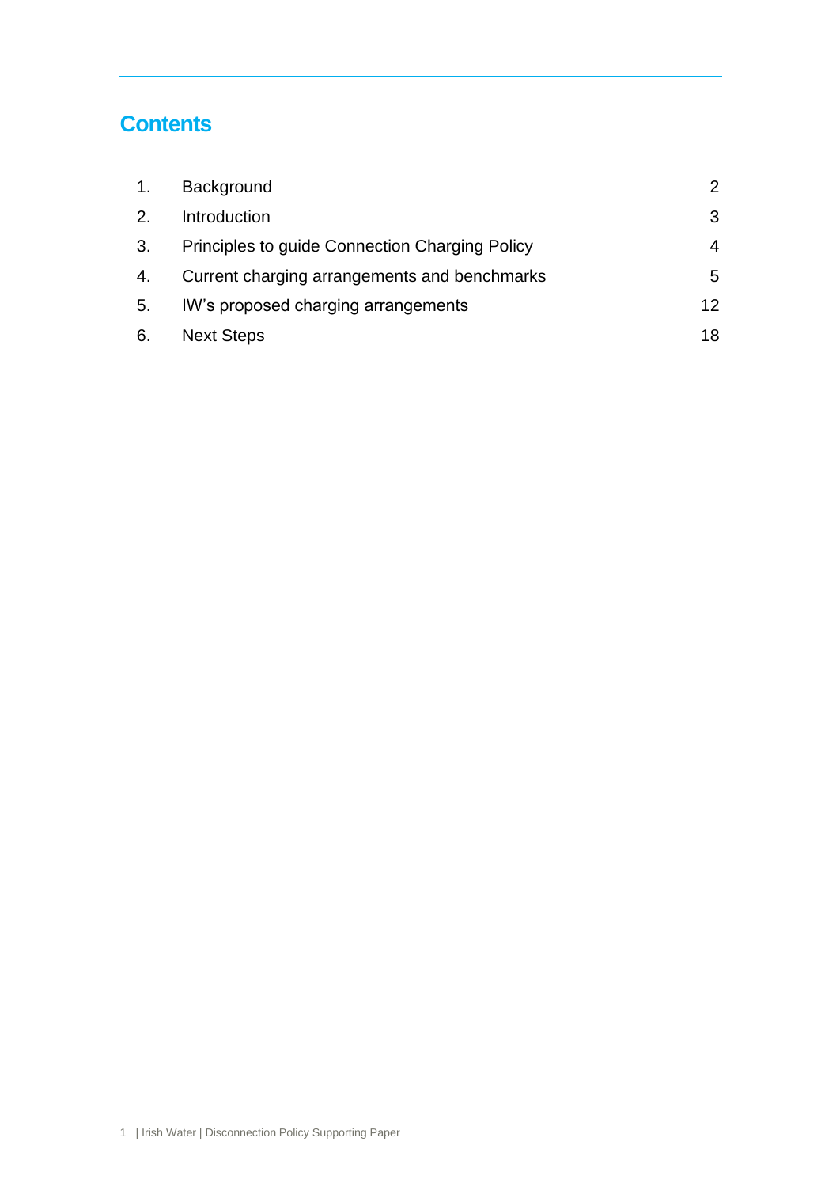# Contents

| | | |
|---|---|---|
| 1. | Background | 2 |
| 2. | Introduction | 3 |
| 3. | Principles to guide Connection Charging Policy | 4 |
| 4. | Current charging arrangements and benchmarks | 5 |
| 5. | IW's proposed charging arrangements | 12 |
| 6. | Next Steps | 18 |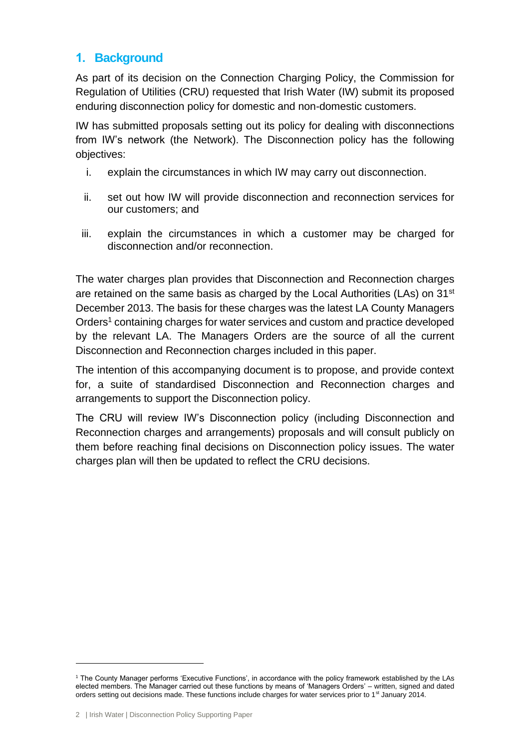## 1. Background

As part of its decision on the Connection Charging Policy, the Commission for Regulation of Utilities (CRU) requested that Irish Water (IW) submit its proposed enduring disconnection policy for domestic and non-domestic customers.

IW has submitted proposals setting out its policy for dealing with disconnections from IW's network (the Network). The Disconnection policy has the following objectives:

i. explain the circumstances in which IW may carry out disconnection.

ii. set out how IW will provide disconnection and reconnection services for our customers; and

iii. explain the circumstances in which a customer may be charged for disconnection and/or reconnection.

The water charges plan provides that Disconnection and Reconnection charges are retained on the same basis as charged by the Local Authorities (LAs) on 31st December 2013. The basis for these charges was the latest LA County Managers Orders[1] containing charges for water services and custom and practice developed by the relevant LA. The Managers Orders are the source of all the current Disconnection and Reconnection charges included in this paper.

The intention of this accompanying document is to propose, and provide context for, a suite of standardised Disconnection and Reconnection charges and arrangements to support the Disconnection policy.

The CRU will review IW's Disconnection policy (including Disconnection and Reconnection charges and arrangements) proposals and will consult publicly on them before reaching final decisions on Disconnection policy issues. The water charges plan will then be updated to reflect the CRU decisions.

[1] The County Manager performs 'Executive Functions', in accordance with the policy framework established by the LAs elected members. The Manager carried out these functions by means of 'Managers Orders' – written, signed and dated orders setting out decisions made. These functions include charges for water services prior to 1st January 2014.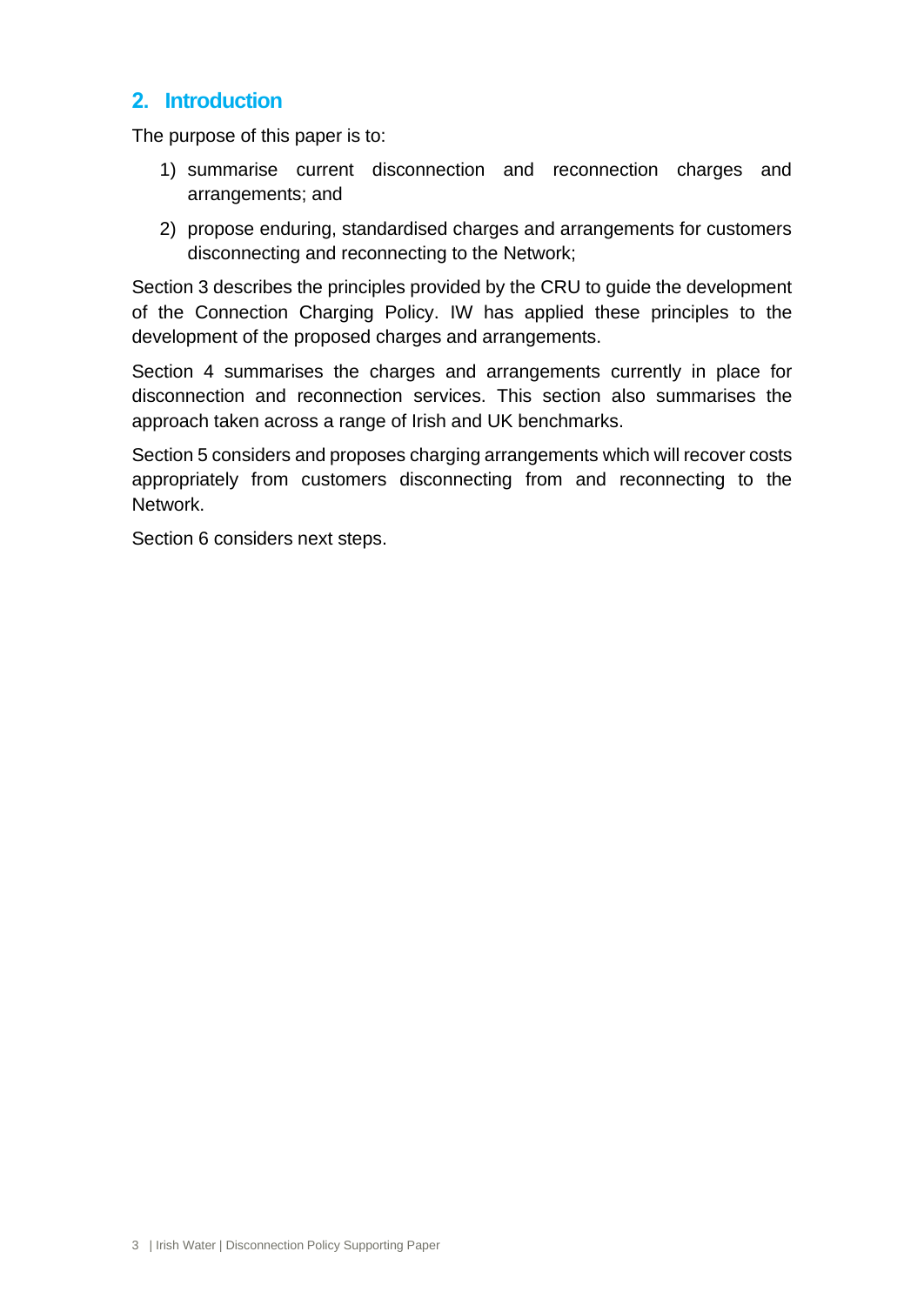## 2. Introduction

The purpose of this paper is to:

1) summarise current disconnection and reconnection charges and arrangements; and
2) propose enduring, standardised charges and arrangements for customers disconnecting and reconnecting to the Network;

Section 3 describes the principles provided by the CRU to guide the development of the Connection Charging Policy. IW has applied these principles to the development of the proposed charges and arrangements.

Section 4 summarises the charges and arrangements currently in place for disconnection and reconnection services. This section also summarises the approach taken across a range of Irish and UK benchmarks.

Section 5 considers and proposes charging arrangements which will recover costs appropriately from customers disconnecting from and reconnecting to the Network.

Section 6 considers next steps.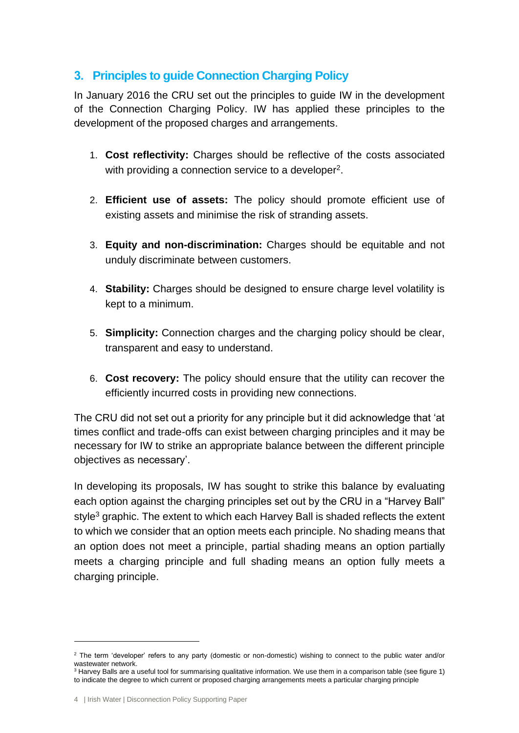## 3. Principles to guide Connection Charging Policy

In January 2016 the CRU set out the principles to guide IW in the development of the Connection Charging Policy. IW has applied these principles to the development of the proposed charges and arrangements.

1. **Cost reflectivity:** Charges should be reflective of the costs associated with providing a connection service to a developer[2].

2. **Efficient use of assets:** The policy should promote efficient use of existing assets and minimise the risk of stranding assets.

3. **Equity and non-discrimination:** Charges should be equitable and not unduly discriminate between customers.

4. **Stability:** Charges should be designed to ensure charge level volatility is kept to a minimum.

5. **Simplicity:** Connection charges and the charging policy should be clear, transparent and easy to understand.

6. **Cost recovery:** The policy should ensure that the utility can recover the efficiently incurred costs in providing new connections.

The CRU did not set out a priority for any principle but it did acknowledge that 'at times conflict and trade-offs can exist between charging principles and it may be necessary for IW to strike an appropriate balance between the different principle objectives as necessary'.

In developing its proposals, IW has sought to strike this balance by evaluating each option against the charging principles set out by the CRU in a "Harvey Ball" style[3] graphic. The extent to which each Harvey Ball is shaded reflects the extent to which we consider that an option meets each principle. No shading means that an option does not meet a principle, partial shading means an option partially meets a charging principle and full shading means an option fully meets a charging principle.

---

[2] The term 'developer' refers to any party (domestic or non-domestic) wishing to connect to the public water and/or wastewater network.

[3] Harvey Balls are a useful tool for summarising qualitative information. We use them in a comparison table (see figure 1) to indicate the degree to which current or proposed charging arrangements meets a particular charging principle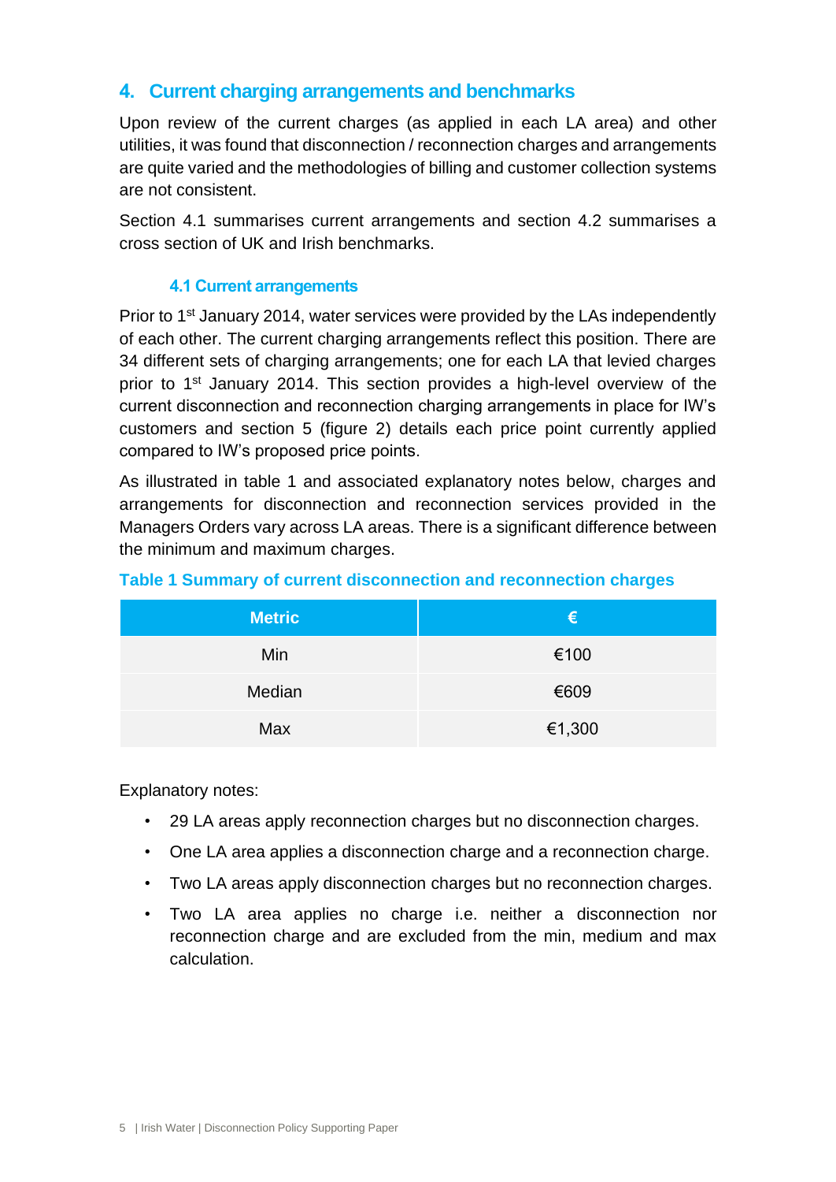## 4. Current charging arrangements and benchmarks

Upon review of the current charges (as applied in each LA area) and other utilities, it was found that disconnection / reconnection charges and arrangements are quite varied and the methodologies of billing and customer collection systems are not consistent.

Section 4.1 summarises current arrangements and section 4.2 summarises a cross section of UK and Irish benchmarks.

### 4.1 Current arrangements

Prior to 1st January 2014, water services were provided by the LAs independently of each other. The current charging arrangements reflect this position. There are 34 different sets of charging arrangements; one for each LA that levied charges prior to 1st January 2014. This section provides a high-level overview of the current disconnection and reconnection charging arrangements in place for IW's customers and section 5 (figure 2) details each price point currently applied compared to IW's proposed price points.

As illustrated in table 1 and associated explanatory notes below, charges and arrangements for disconnection and reconnection services provided in the Managers Orders vary across LA areas. There is a significant difference between the minimum and maximum charges.

**Table 1 Summary of current disconnection and reconnection charges**

| Metric | € |
|---|---|
| Min | €100 |
| Median | €609 |
| Max | €1,300 |

Explanatory notes:

- 29 LA areas apply reconnection charges but no disconnection charges.
- One LA area applies a disconnection charge and a reconnection charge.
- Two LA areas apply disconnection charges but no reconnection charges.
- Two LA area applies no charge i.e. neither a disconnection nor reconnection charge and are excluded from the min, medium and max calculation.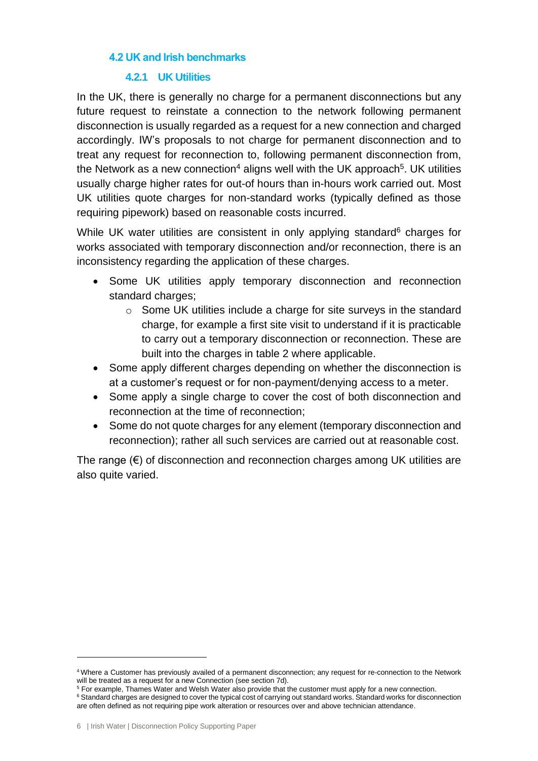### 4.2 UK and Irish benchmarks

#### 4.2.1 UK Utilities

In the UK, there is generally no charge for a permanent disconnections but any future request to reinstate a connection to the network following permanent disconnection is usually regarded as a request for a new connection and charged accordingly. IW's proposals to not charge for permanent disconnection and to treat any request for reconnection to, following permanent disconnection from, the Network as a new connection[4] aligns well with the UK approach[5]. UK utilities usually charge higher rates for out-of hours than in-hours work carried out. Most UK utilities quote charges for non-standard works (typically defined as those requiring pipework) based on reasonable costs incurred.

While UK water utilities are consistent in only applying standard[6] charges for works associated with temporary disconnection and/or reconnection, there is an inconsistency regarding the application of these charges.

- Some UK utilities apply temporary disconnection and reconnection standard charges;
  - Some UK utilities include a charge for site surveys in the standard charge, for example a first site visit to understand if it is practicable to carry out a temporary disconnection or reconnection. These are built into the charges in table 2 where applicable.
- Some apply different charges depending on whether the disconnection is at a customer's request or for non-payment/denying access to a meter.
- Some apply a single charge to cover the cost of both disconnection and reconnection at the time of reconnection;
- Some do not quote charges for any element (temporary disconnection and reconnection); rather all such services are carried out at reasonable cost.

The range (€) of disconnection and reconnection charges among UK utilities are also quite varied.

---

[4] Where a Customer has previously availed of a permanent disconnection; any request for re-connection to the Network will be treated as a request for a new Connection (see section 7d).

[5] For example, Thames Water and Welsh Water also provide that the customer must apply for a new connection.

[6] Standard charges are designed to cover the typical cost of carrying out standard works. Standard works for disconnection are often defined as not requiring pipe work alteration or resources over and above technician attendance.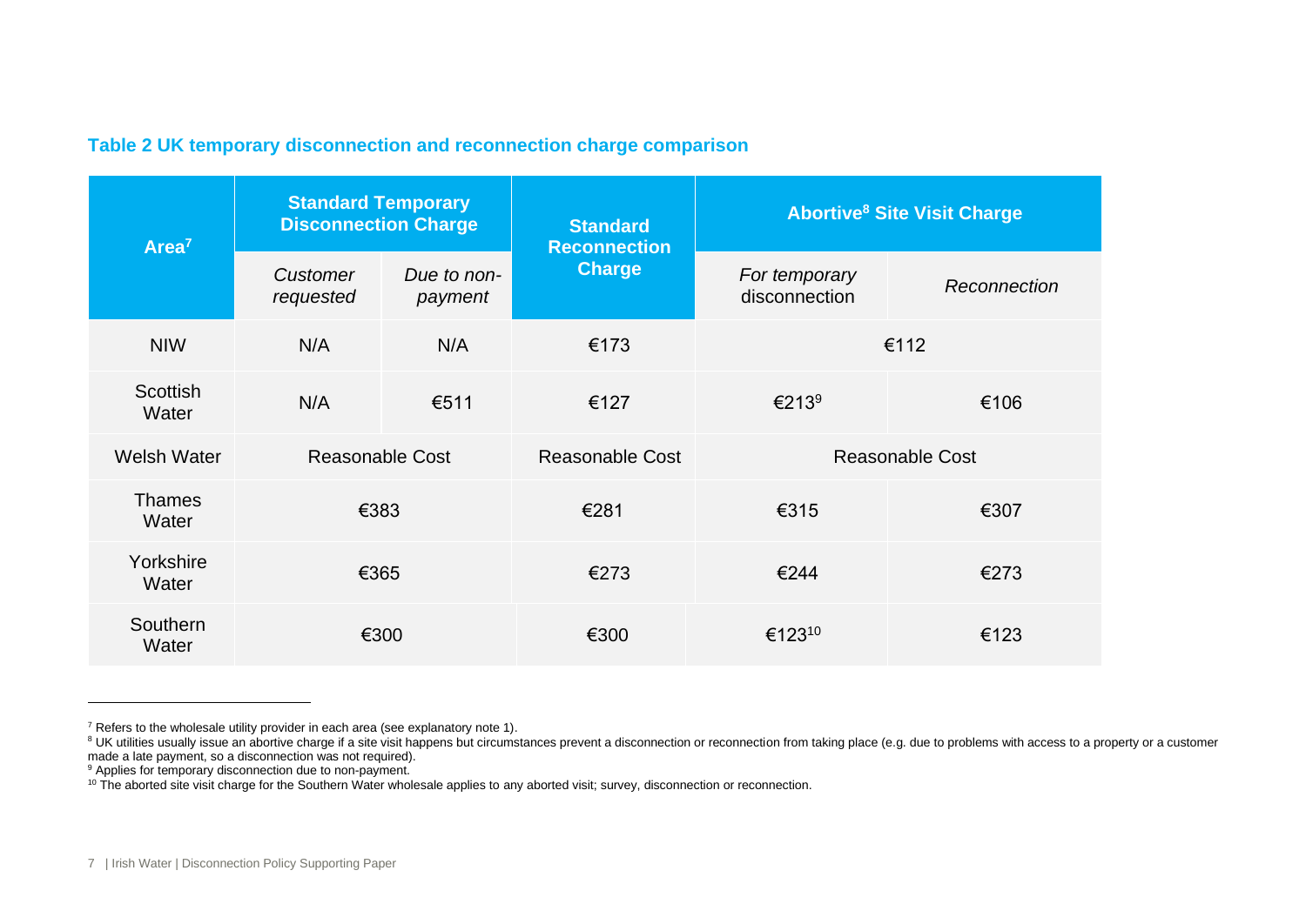**Table 2 UK temporary disconnection and reconnection charge comparison**

| Area[7] | Standard Temporary Disconnection Charge | | Standard Reconnection Charge | Abortive[8] Site Visit Charge | |
|---|---|---|---|---|---|
| | *Customer requested* | *Due to non-payment* | | *For temporary disconnection* | *Reconnection* |
| NIW | N/A | N/A | €173 | €112 | |
| Scottish Water | N/A | €511 | €127 | €213[9] | €106 |
| Welsh Water | Reasonable Cost | | Reasonable Cost | Reasonable Cost | |
| Thames Water | €383 | | €281 | €315 | €307 |
| Yorkshire Water | €365 | | €273 | €244 | €273 |
| Southern Water | €300 | | €300 | €123[10] | €123 |

[7] Refers to the wholesale utility provider in each area (see explanatory note 1).

[8] UK utilities usually issue an abortive charge if a site visit happens but circumstances prevent a disconnection or reconnection from taking place (e.g. due to problems with access to a property or a customer made a late payment, so a disconnection was not required).

[9] Applies for temporary disconnection due to non-payment.

[10] The aborted site visit charge for the Southern Water wholesale applies to any aborted visit; survey, disconnection or reconnection.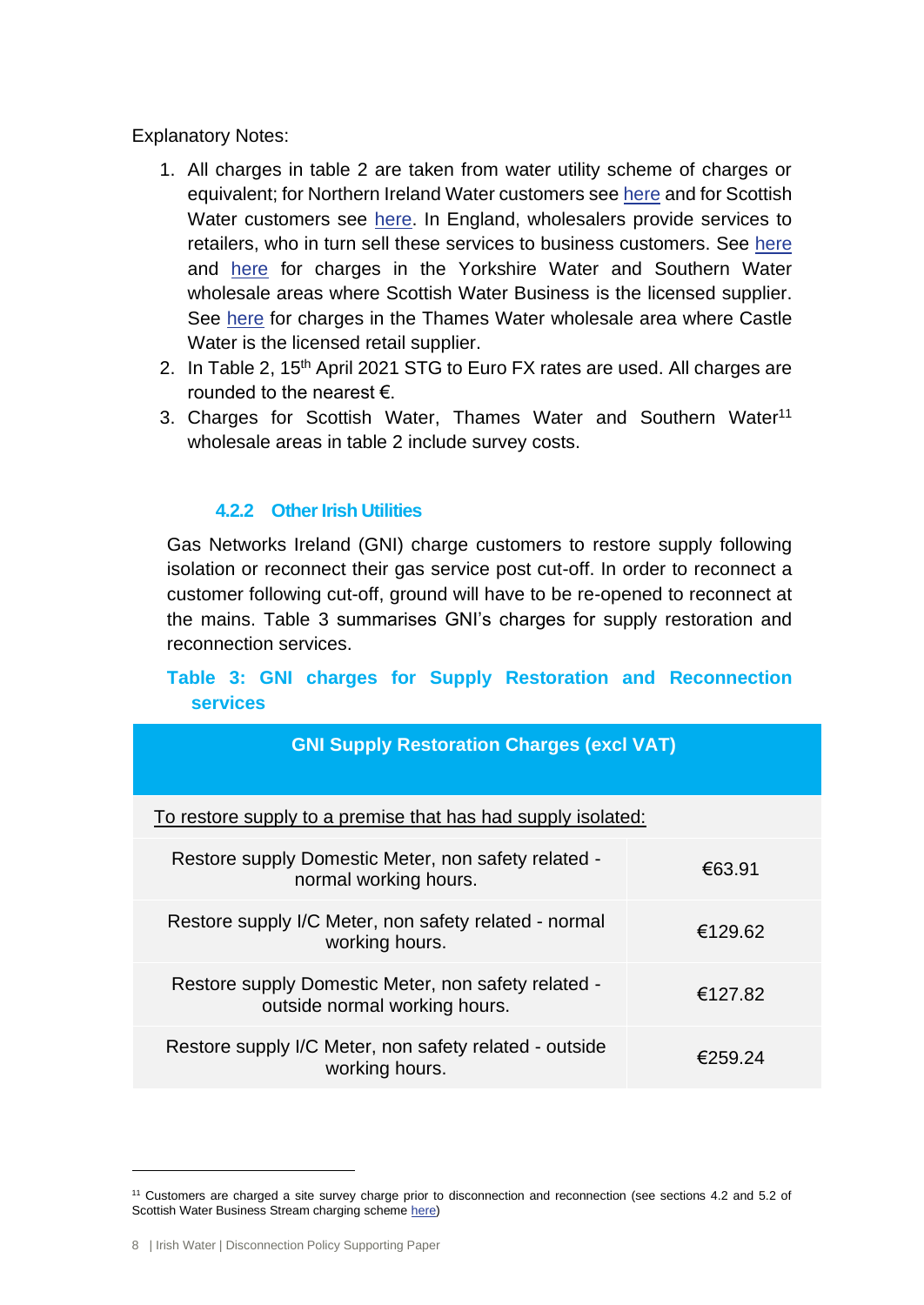Explanatory Notes:

1. All charges in table 2 are taken from water utility scheme of charges or equivalent; for Northern Ireland Water customers see here and for Scottish Water customers see here. In England, wholesalers provide services to retailers, who in turn sell these services to business customers. See here and here for charges in the Yorkshire Water and Southern Water wholesale areas where Scottish Water Business is the licensed supplier. See here for charges in the Thames Water wholesale area where Castle Water is the licensed retail supplier.
2. In Table 2, 15th April 2021 STG to Euro FX rates are used. All charges are rounded to the nearest €.
3. Charges for Scottish Water, Thames Water and Southern Water[11] wholesale areas in table 2 include survey costs.

### 4.2.2 Other Irish Utilities

Gas Networks Ireland (GNI) charge customers to restore supply following isolation or reconnect their gas service post cut-off. In order to reconnect a customer following cut-off, ground will have to be re-opened to reconnect at the mains. Table 3 summarises GNI's charges for supply restoration and reconnection services.

**Table 3: GNI charges for Supply Restoration and Reconnection services**

| GNI Supply Restoration Charges (excl VAT) | |
|---|---|
| To restore supply to a premise that has had supply isolated: | |
| Restore supply Domestic Meter, non safety related - normal working hours. | €63.91 |
| Restore supply I/C Meter, non safety related - normal working hours. | €129.62 |
| Restore supply Domestic Meter, non safety related - outside normal working hours. | €127.82 |
| Restore supply I/C Meter, non safety related - outside working hours. | €259.24 |

[11] Customers are charged a site survey charge prior to disconnection and reconnection (see sections 4.2 and 5.2 of Scottish Water Business Stream charging scheme here)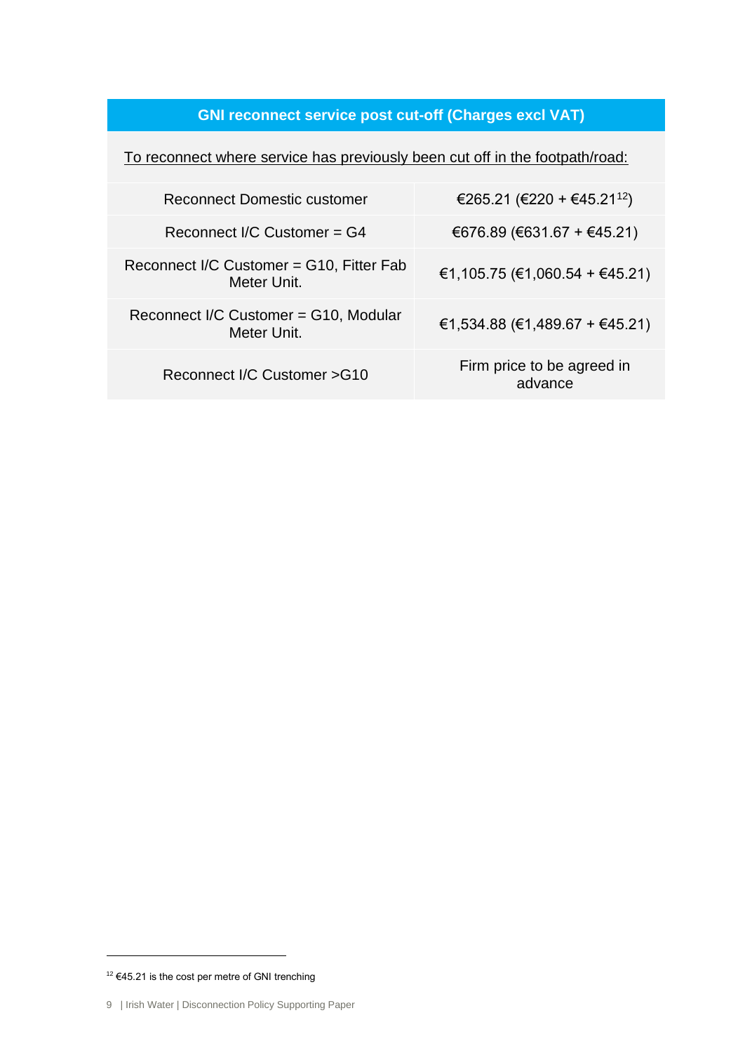| GNI reconnect service post cut-off (Charges excl VAT) | |
|---|---|
| To reconnect where service has previously been cut off in the footpath/road: | |
| Reconnect Domestic customer | €265.21 (€220 + €45.21[12]) |
| Reconnect I/C Customer = G4 | €676.89 (€631.67 + €45.21) |
| Reconnect I/C Customer = G10, Fitter Fab Meter Unit. | €1,105.75 (€1,060.54 + €45.21) |
| Reconnect I/C Customer = G10, Modular Meter Unit. | €1,534.88 (€1,489.67 + €45.21) |
| Reconnect I/C Customer >G10 | Firm price to be agreed in advance |

[12] €45.21 is the cost per metre of GNI trenching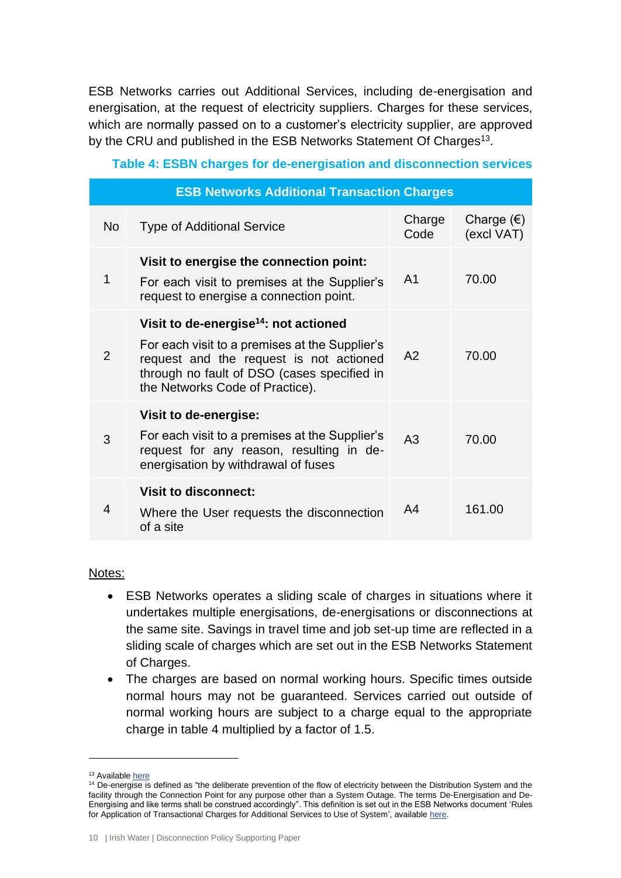ESB Networks carries out Additional Services, including de-energisation and energisation, at the request of electricity suppliers. Charges for these services, which are normally passed on to a customer's electricity supplier, are approved by the CRU and published in the ESB Networks Statement Of Charges[13].

**Table 4: ESBN charges for de-energisation and disconnection services**

| ESB Networks Additional Transaction Charges | | | |
|---|---|---|---|
| No | Type of Additional Service | Charge Code | Charge (€) (excl VAT) |
| 1 | **Visit to energise the connection point:** For each visit to premises at the Supplier's request to energise a connection point. | A1 | 70.00 |
| 2 | **Visit to de-energise[14]: not actioned** For each visit to a premises at the Supplier's request and the request is not actioned through no fault of DSO (cases specified in the Networks Code of Practice). | A2 | 70.00 |
| 3 | **Visit to de-energise:** For each visit to a premises at the Supplier's request for any reason, resulting in de-energisation by withdrawal of fuses | A3 | 70.00 |
| 4 | **Visit to disconnect:** Where the User requests the disconnection of a site | A4 | 161.00 |

Notes:

- ESB Networks operates a sliding scale of charges in situations where it undertakes multiple energisations, de-energisations or disconnections at the same site. Savings in travel time and job set-up time are reflected in a sliding scale of charges which are set out in the ESB Networks Statement of Charges.
- The charges are based on normal working hours. Specific times outside normal hours may not be guaranteed. Services carried out outside of normal working hours are subject to a charge equal to the appropriate charge in table 4 multiplied by a factor of 1.5.

[13] Available here

[14] De-energise is defined as "the deliberate prevention of the flow of electricity between the Distribution System and the facility through the Connection Point for any purpose other than a System Outage. The terms De-Energisation and De-Energising and like terms shall be construed accordingly". This definition is set out in the ESB Networks document 'Rules for Application of Transactional Charges for Additional Services to Use of System', available here.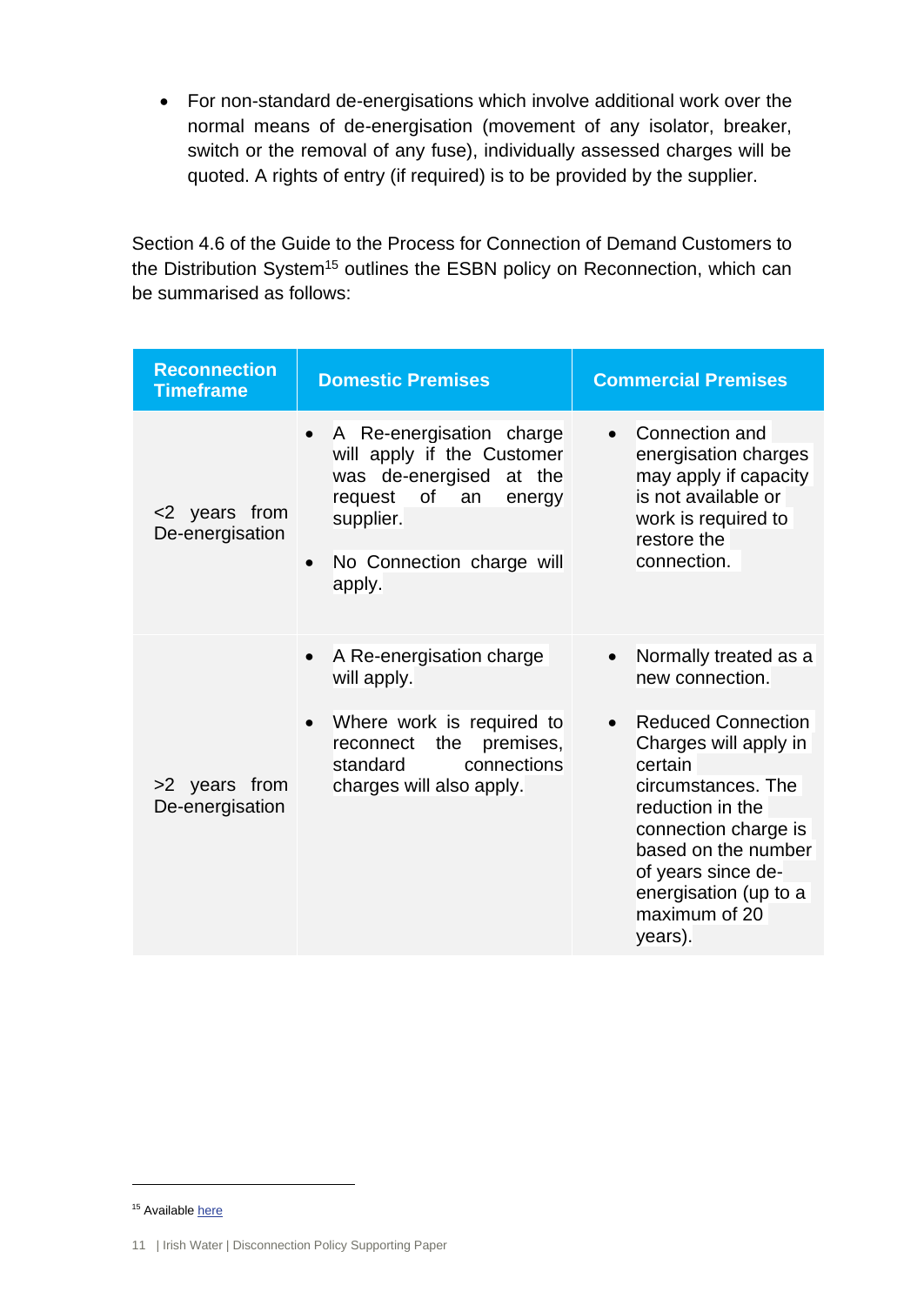- For non-standard de-energisations which involve additional work over the normal means of de-energisation (movement of any isolator, breaker, switch or the removal of any fuse), individually assessed charges will be quoted. A rights of entry (if required) is to be provided by the supplier.

Section 4.6 of the Guide to the Process for Connection of Demand Customers to the Distribution System[15] outlines the ESBN policy on Reconnection, which can be summarised as follows:

| Reconnection Timeframe | Domestic Premises | Commercial Premises |
| --- | --- | --- |
| <2 years from De-energisation | • A Re-energisation charge will apply if the Customer was de-energised at the request of an energy supplier.<br><br>• No Connection charge will apply. | • Connection and energisation charges may apply if capacity is not available or work is required to restore the connection. |
| >2 years from De-energisation | • A Re-energisation charge will apply.<br><br>• Where work is required to reconnect the premises, standard connections charges will also apply. | • Normally treated as a new connection.<br><br>• Reduced Connection Charges will apply in certain circumstances. The reduction in the connection charge is based on the number of years since de-energisation (up to a maximum of 20 years). |

[15] Available here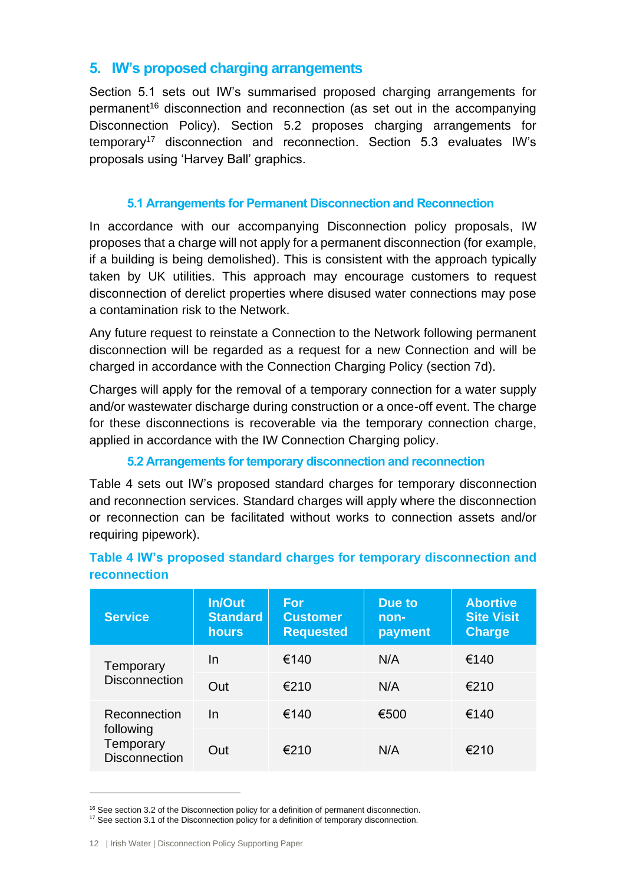## 5. IW's proposed charging arrangements

Section 5.1 sets out IW's summarised proposed charging arrangements for permanent[16] disconnection and reconnection (as set out in the accompanying Disconnection Policy). Section 5.2 proposes charging arrangements for temporary[17] disconnection and reconnection. Section 5.3 evaluates IW's proposals using 'Harvey Ball' graphics.

### 5.1 Arrangements for Permanent Disconnection and Reconnection

In accordance with our accompanying Disconnection policy proposals, IW proposes that a charge will not apply for a permanent disconnection (for example, if a building is being demolished). This is consistent with the approach typically taken by UK utilities. This approach may encourage customers to request disconnection of derelict properties where disused water connections may pose a contamination risk to the Network.

Any future request to reinstate a Connection to the Network following permanent disconnection will be regarded as a request for a new Connection and will be charged in accordance with the Connection Charging Policy (section 7d).

Charges will apply for the removal of a temporary connection for a water supply and/or wastewater discharge during construction or a once-off event. The charge for these disconnections is recoverable via the temporary connection charge, applied in accordance with the IW Connection Charging policy.

### 5.2 Arrangements for temporary disconnection and reconnection

Table 4 sets out IW's proposed standard charges for temporary disconnection and reconnection services. Standard charges will apply where the disconnection or reconnection can be facilitated without works to connection assets and/or requiring pipework).

**Table 4 IW's proposed standard charges for temporary disconnection and reconnection**

| Service | In/Out Standard hours | For Customer Requested | Due to non-payment | Abortive Site Visit Charge |
|---|---|---|---|---|
| Temporary Disconnection | In | €140 | N/A | €140 |
| | Out | €210 | N/A | €210 |
| Reconnection following Temporary Disconnection | In | €140 | €500 | €140 |
| | Out | €210 | N/A | €210 |

[16] See section 3.2 of the Disconnection policy for a definition of permanent disconnection.
[17] See section 3.1 of the Disconnection policy for a definition of temporary disconnection.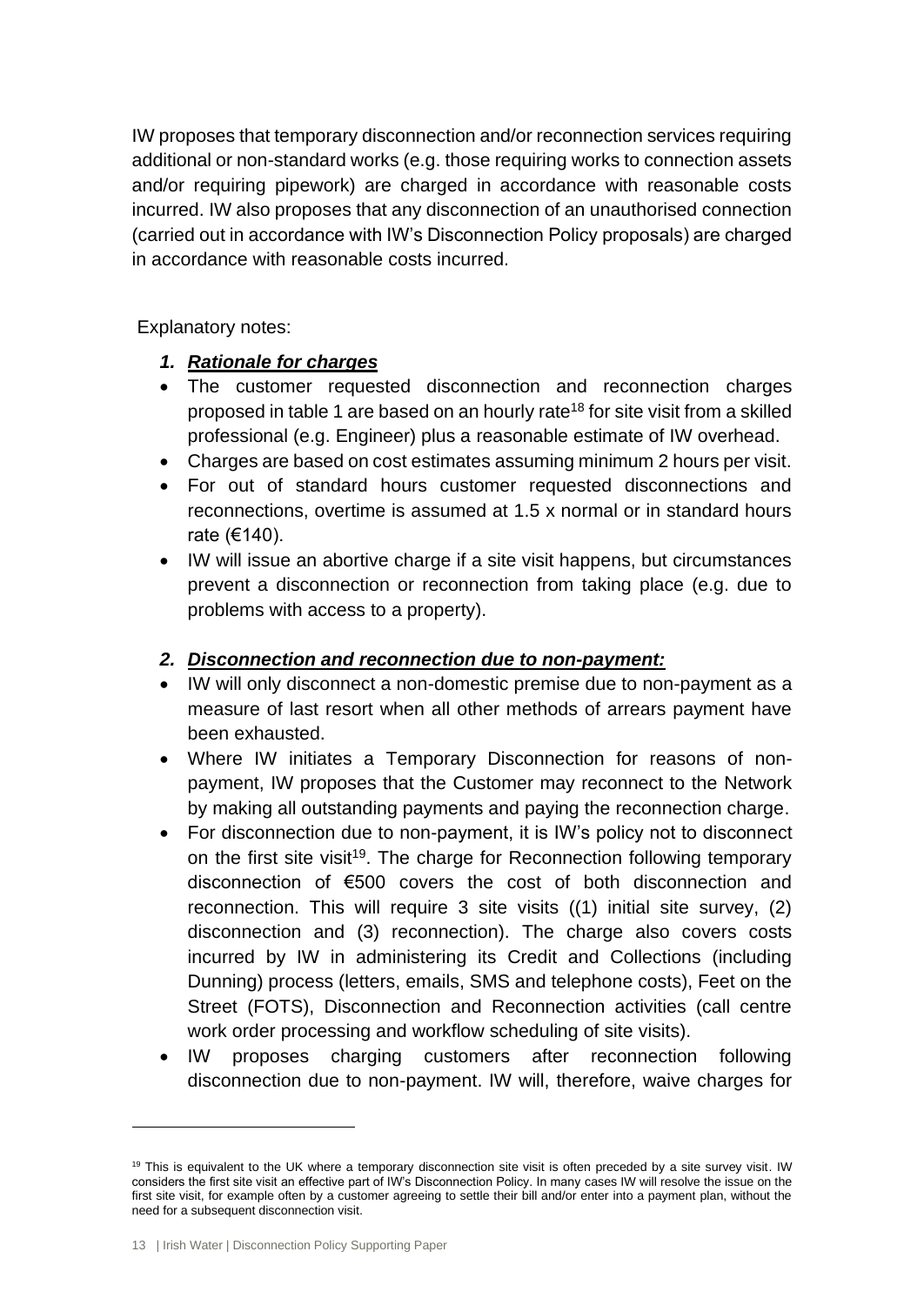IW proposes that temporary disconnection and/or reconnection services requiring additional or non-standard works (e.g. those requiring works to connection assets and/or requiring pipework) are charged in accordance with reasonable costs incurred. IW also proposes that any disconnection of an unauthorised connection (carried out in accordance with IW's Disconnection Policy proposals) are charged in accordance with reasonable costs incurred.

Explanatory notes:

1. ***Rationale for charges***

- The customer requested disconnection and reconnection charges proposed in table 1 are based on an hourly rate[18] for site visit from a skilled professional (e.g. Engineer) plus a reasonable estimate of IW overhead.
- Charges are based on cost estimates assuming minimum 2 hours per visit.
- For out of standard hours customer requested disconnections and reconnections, overtime is assumed at 1.5 x normal or in standard hours rate (€140).
- IW will issue an abortive charge if a site visit happens, but circumstances prevent a disconnection or reconnection from taking place (e.g. due to problems with access to a property).

2. ***Disconnection and reconnection due to non-payment:***

- IW will only disconnect a non-domestic premise due to non-payment as a measure of last resort when all other methods of arrears payment have been exhausted.
- Where IW initiates a Temporary Disconnection for reasons of non-payment, IW proposes that the Customer may reconnect to the Network by making all outstanding payments and paying the reconnection charge.
- For disconnection due to non-payment, it is IW's policy not to disconnect on the first site visit[19]. The charge for Reconnection following temporary disconnection of €500 covers the cost of both disconnection and reconnection. This will require 3 site visits ((1) initial site survey, (2) disconnection and (3) reconnection). The charge also covers costs incurred by IW in administering its Credit and Collections (including Dunning) process (letters, emails, SMS and telephone costs), Feet on the Street (FOTS), Disconnection and Reconnection activities (call centre work order processing and workflow scheduling of site visits).
- IW proposes charging customers after reconnection following disconnection due to non-payment. IW will, therefore, waive charges for

---

[19] This is equivalent to the UK where a temporary disconnection site visit is often preceded by a site survey visit. IW considers the first site visit an effective part of IW's Disconnection Policy. In many cases IW will resolve the issue on the first site visit, for example often by a customer agreeing to settle their bill and/or enter into a payment plan, without the need for a subsequent disconnection visit.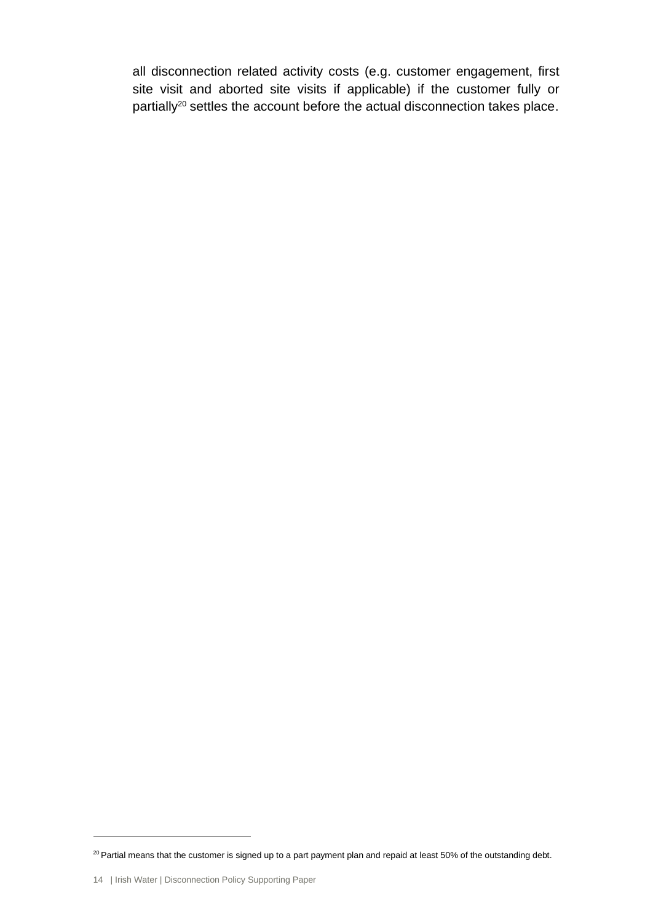all disconnection related activity costs (e.g. customer engagement, first site visit and aborted site visits if applicable) if the customer fully or partially[20] settles the account before the actual disconnection takes place.

[20] Partial means that the customer is signed up to a part payment plan and repaid at least 50% of the outstanding debt.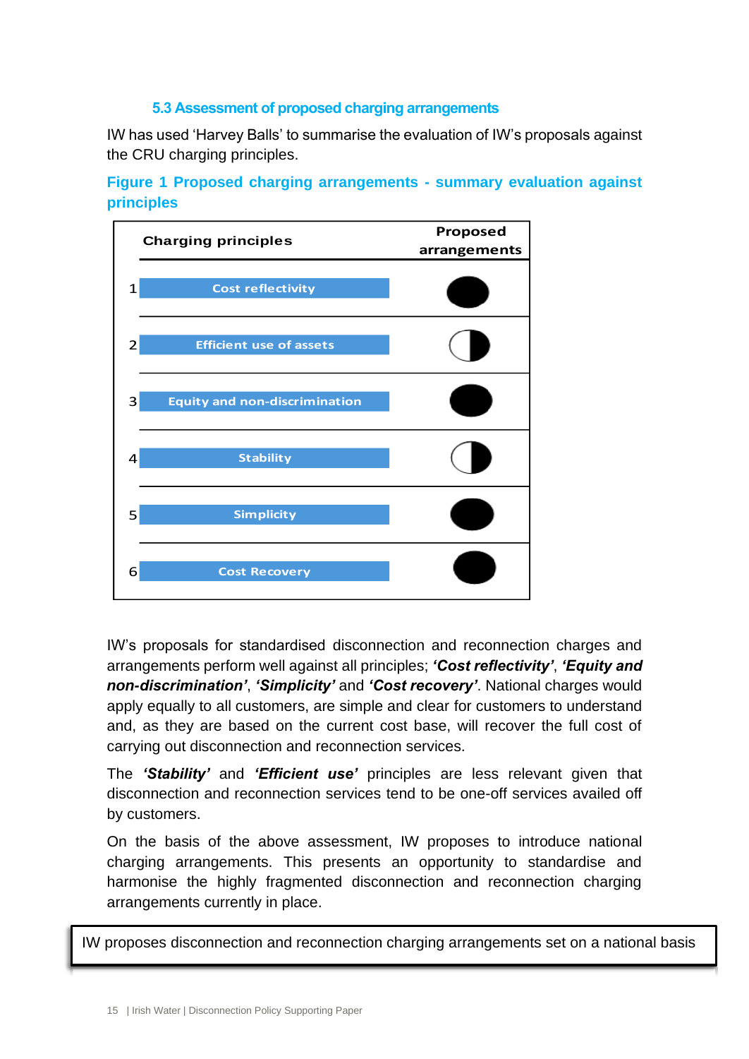### 5.3 Assessment of proposed charging arrangements

IW has used 'Harvey Balls' to summarise the evaluation of IW's proposals against the CRU charging principles.

**Figure 1 Proposed charging arrangements - summary evaluation against principles**

| | Charging principles | Proposed arrangements |
|---|---|---|
| 1 | Cost reflectivity | ● |
| 2 | Efficient use of assets | ◑ |
| 3 | Equity and non-discrimination | ● |
| 4 | Stability | ◑ |
| 5 | Simplicity | ● |
| 6 | Cost Recovery | ● |

IW's proposals for standardised disconnection and reconnection charges and arrangements perform well against all principles; ***'Cost reflectivity'***, ***'Equity and non-discrimination'***, ***'Simplicity'*** and ***'Cost recovery'***. National charges would apply equally to all customers, are simple and clear for customers to understand and, as they are based on the current cost base, will recover the full cost of carrying out disconnection and reconnection services.

The ***'Stability'*** and ***'Efficient use'*** principles are less relevant given that disconnection and reconnection services tend to be one-off services availed off by customers.

On the basis of the above assessment, IW proposes to introduce national charging arrangements. This presents an opportunity to standardise and harmonise the highly fragmented disconnection and reconnection charging arrangements currently in place.

> IW proposes disconnection and reconnection charging arrangements set on a national basis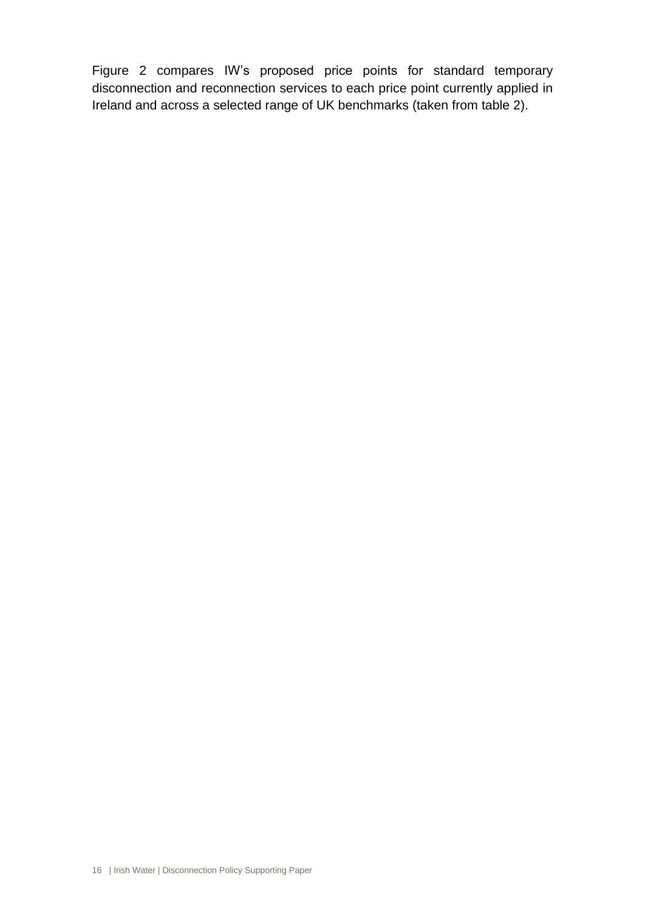Figure 2 compares IW's proposed price points for standard temporary disconnection and reconnection services to each price point currently applied in Ireland and across a selected range of UK benchmarks (taken from table 2).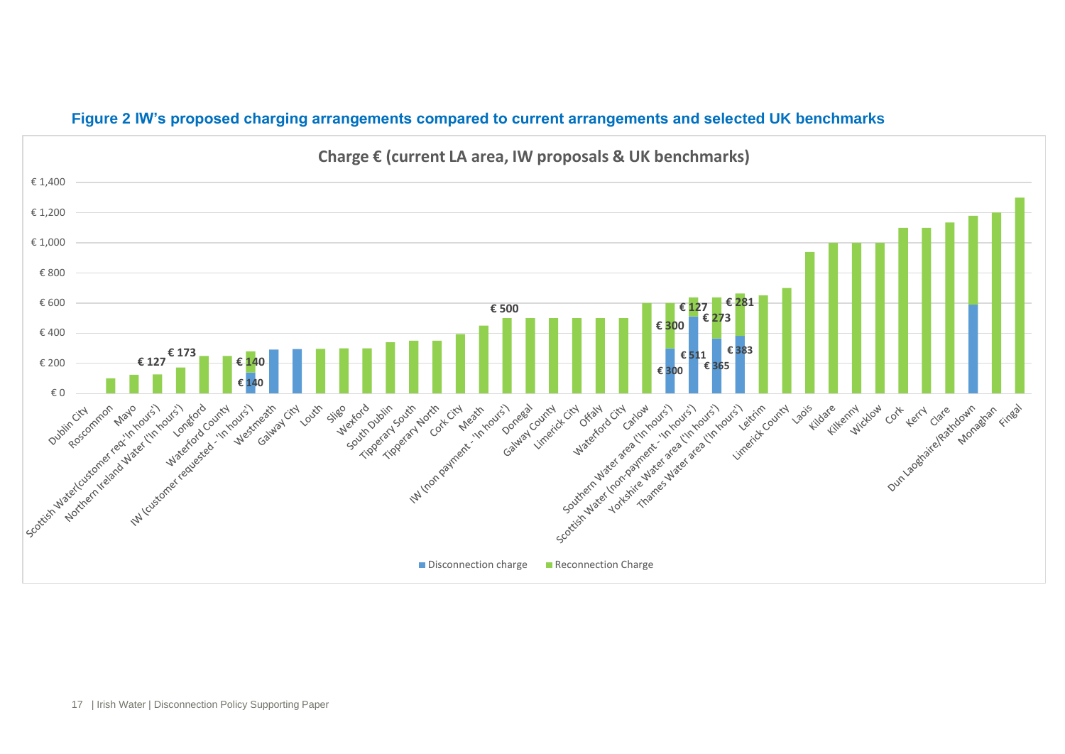**Figure 2 IW's proposed charging arrangements compared to current arrangements and selected UK benchmarks**

Charge € (current LA area, IW proposals & UK benchmarks)

| Area | Disconnection charge | Reconnection Charge |
|---|---|---|
| Dublin City | | |
| Roscommon | | ~€100 |
| Mayo | | ~€125 |
| Scottish Water(customer req-'In hours') | | €127 |
| Northern Ireland Water ('In hours') | | €173 |
| Longford | | ~€250 |
| Waterford County | | ~€250 |
| IW (customer requested - 'In hours') | €140 | €140 |
| Westmeath | ~€290 | |
| Galway City | ~€295 | |
| Louth | | ~€295 |
| Sligo | | ~€300 |
| Wexford | | ~€300 |
| South Dublin | | ~€340 |
| Tipperary South | | ~€350 |
| Tipperary North | | ~€350 |
| Cork City | | ~€395 |
| Meath | | ~€450 |
| IW (non payment - 'In hours') | | €500 |
| Donegal | | ~€500 |
| Galway County | | ~€500 |
| Limerick City | | ~€500 |
| Offaly | | ~€500 |
| Waterford City | | ~€500 |
| Carlow | | ~€600 |
| Southern Water area ('In hours') | €300 | €300 |
| Scottish Water (non-payment - 'In hours') | €511 | €127 |
| Yorkshire Water area ('In hours') | €365 | €273 |
| Thames Water area ('In hours') | €383 | €281 |
| Leitrim | | ~€650 |
| Limerick County | | ~€700 |
| Laois | | ~€940 |
| Kildare | | ~€1,000 |
| Kilkenny | | ~€1,000 |
| Wicklow | | ~€1,000 |
| Cork | | ~€1,100 |
| Kerry | | ~€1,100 |
| Clare | | ~€1,135 |
| Dun Laoghaire/Rathdown | ~€590 | ~€590 |
| Monaghan | | ~€1,200 |
| Fingal | | ~€1,300 |

■ Disconnection charge ■ Reconnection Charge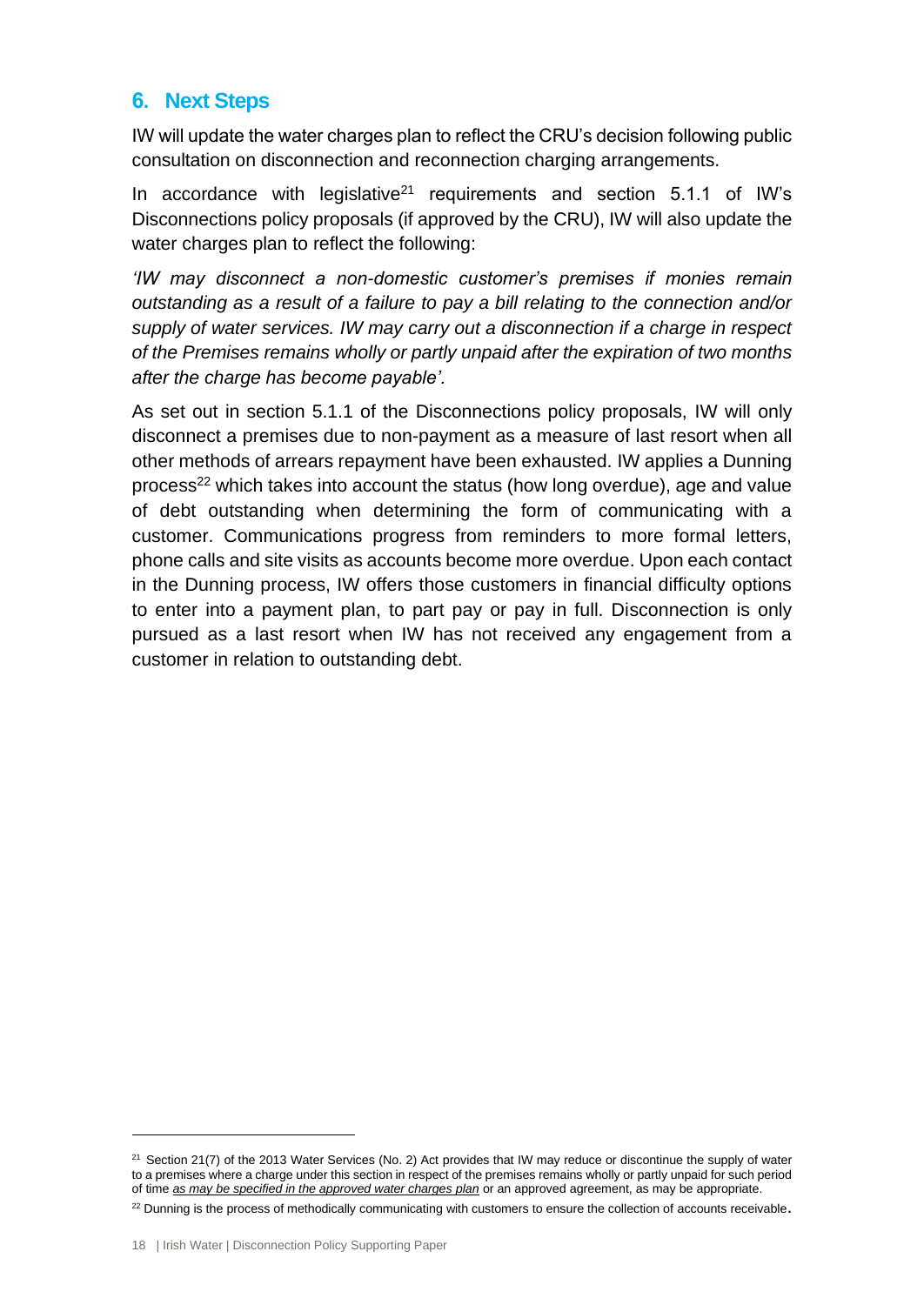## 6. Next Steps

IW will update the water charges plan to reflect the CRU's decision following public consultation on disconnection and reconnection charging arrangements.

In accordance with legislative[21] requirements and section 5.1.1 of IW's Disconnections policy proposals (if approved by the CRU), IW will also update the water charges plan to reflect the following:

*'IW may disconnect a non-domestic customer's premises if monies remain outstanding as a result of a failure to pay a bill relating to the connection and/or supply of water services. IW may carry out a disconnection if a charge in respect of the Premises remains wholly or partly unpaid after the expiration of two months after the charge has become payable'.*

As set out in section 5.1.1 of the Disconnections policy proposals, IW will only disconnect a premises due to non-payment as a measure of last resort when all other methods of arrears repayment have been exhausted. IW applies a Dunning process[22] which takes into account the status (how long overdue), age and value of debt outstanding when determining the form of communicating with a customer. Communications progress from reminders to more formal letters, phone calls and site visits as accounts become more overdue. Upon each contact in the Dunning process, IW offers those customers in financial difficulty options to enter into a payment plan, to part pay or pay in full. Disconnection is only pursued as a last resort when IW has not received any engagement from a customer in relation to outstanding debt.

---

[21] Section 21(7) of the 2013 Water Services (No. 2) Act provides that IW may reduce or discontinue the supply of water to a premises where a charge under this section in respect of the premises remains wholly or partly unpaid for such period of time *as may be specified in the approved water charges plan* or an approved agreement, as may be appropriate.

[22] Dunning is the process of methodically communicating with customers to ensure the collection of accounts receivable.